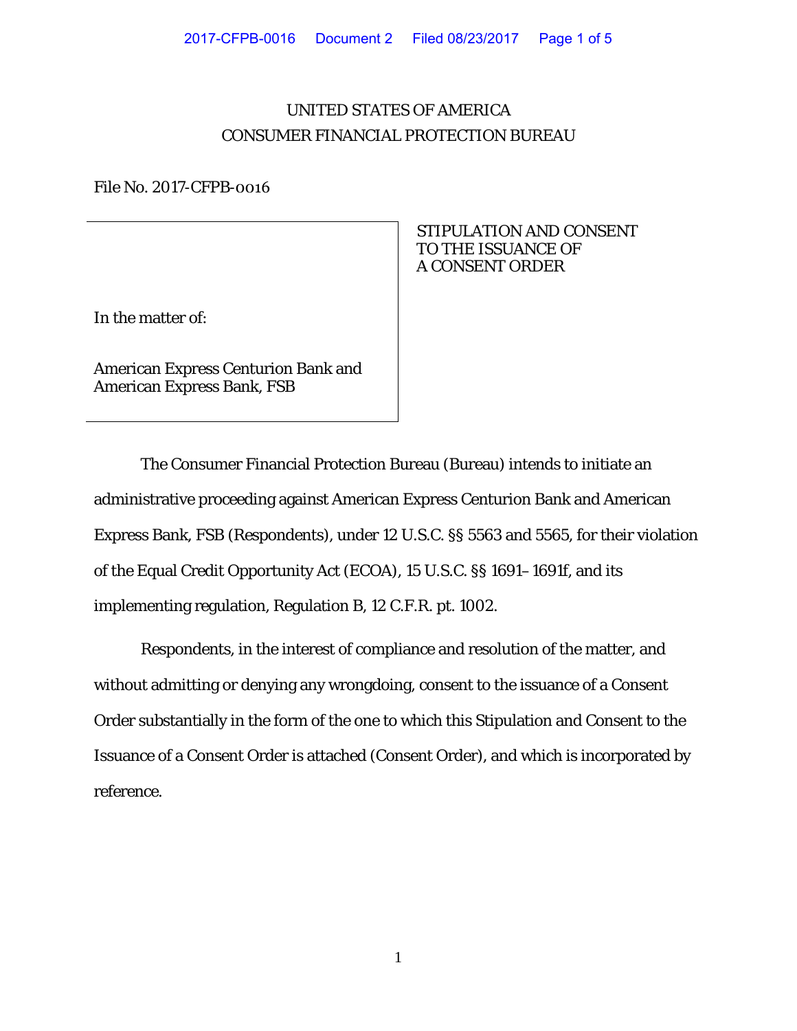UNITED STATES OF AMERICA
CONSUMER FINANCIAL PROTECTION BUREAU

File No. 2017-CFPB-0016

| In the matter of: American Express Centurion Bank and American Express Bank, FSB | STIPULATION AND CONSENT TO THE ISSUANCE OF A CONSENT ORDER |
|---|---|

The Consumer Financial Protection Bureau (Bureau) intends to initiate an administrative proceeding against American Express Centurion Bank and American Express Bank, FSB (Respondents), under 12 U.S.C. §§ 5563 and 5565, for their violation of the Equal Credit Opportunity Act (ECOA), 15 U.S.C. §§ 1691–1691f, and its implementing regulation, Regulation B, 12 C.F.R. pt. 1002.

Respondents, in the interest of compliance and resolution of the matter, and without admitting or denying any wrongdoing, consent to the issuance of a Consent Order substantially in the form of the one to which this Stipulation and Consent to the Issuance of a Consent Order is attached (Consent Order), and which is incorporated by reference.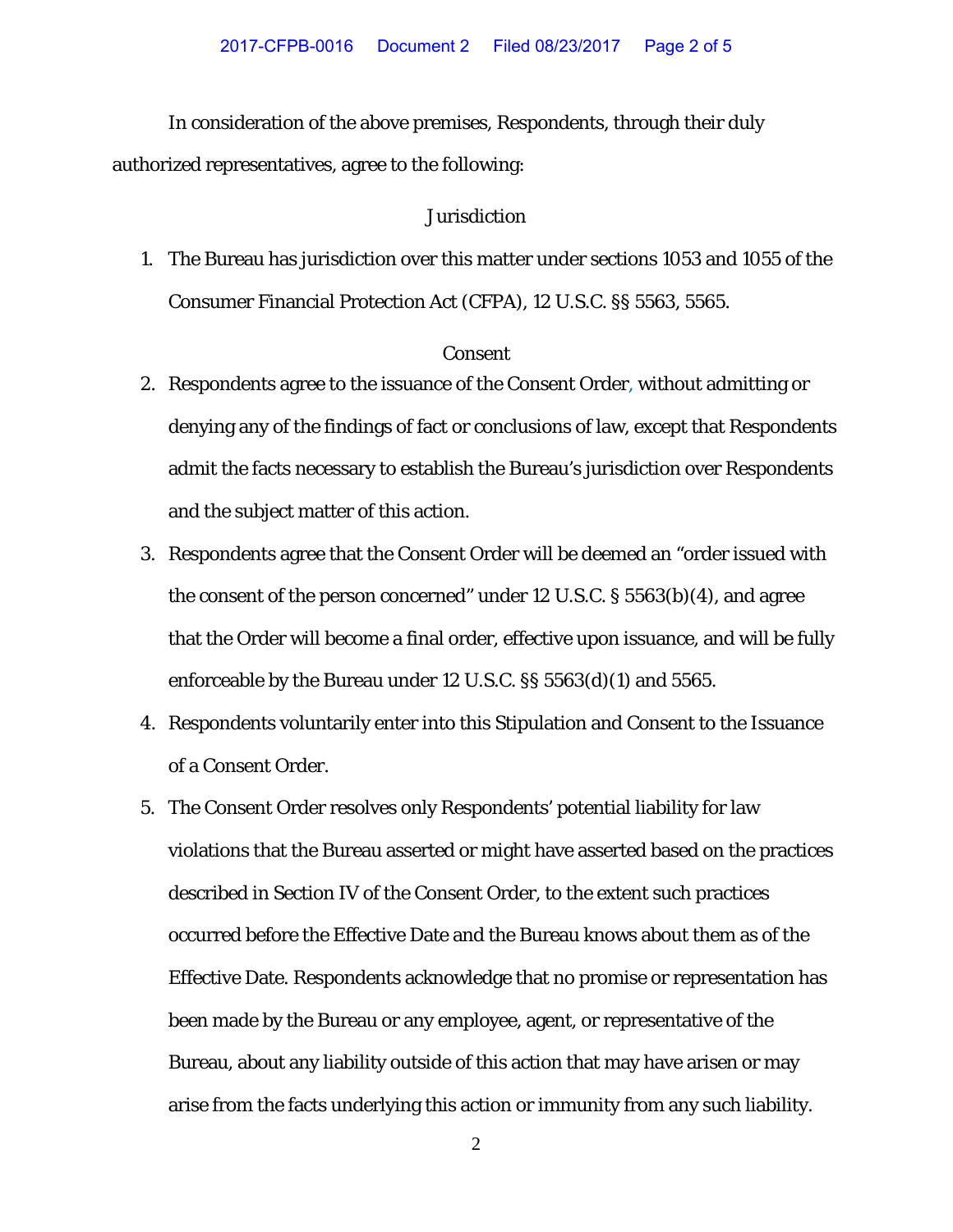In consideration of the above premises, Respondents, through their duly authorized representatives, agree to the following:

## Jurisdiction

1. The Bureau has jurisdiction over this matter under sections 1053 and 1055 of the Consumer Financial Protection Act (CFPA), 12 U.S.C. §§ 5563, 5565.

## Consent

2. Respondents agree to the issuance of the Consent Order, without admitting or denying any of the findings of fact or conclusions of law, except that Respondents admit the facts necessary to establish the Bureau's jurisdiction over Respondents and the subject matter of this action.
3. Respondents agree that the Consent Order will be deemed an "order issued with the consent of the person concerned" under 12 U.S.C. § 5563(b)(4), and agree that the Order will become a final order, effective upon issuance, and will be fully enforceable by the Bureau under 12 U.S.C. §§ 5563(d)(1) and 5565.
4. Respondents voluntarily enter into this Stipulation and Consent to the Issuance of a Consent Order.
5. The Consent Order resolves only Respondents' potential liability for law violations that the Bureau asserted or might have asserted based on the practices described in Section IV of the Consent Order, to the extent such practices occurred before the Effective Date and the Bureau knows about them as of the Effective Date. Respondents acknowledge that no promise or representation has been made by the Bureau or any employee, agent, or representative of the Bureau, about any liability outside of this action that may have arisen or may arise from the facts underlying this action or immunity from any such liability.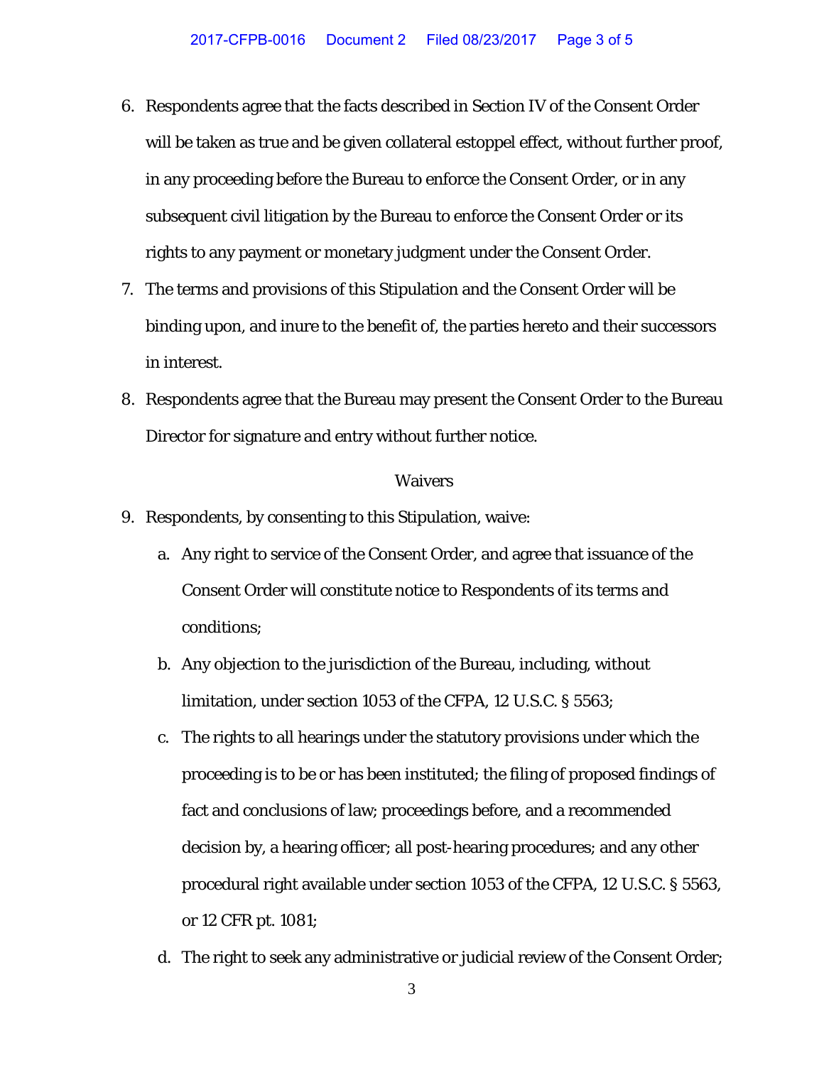6. Respondents agree that the facts described in Section IV of the Consent Order will be taken as true and be given collateral estoppel effect, without further proof, in any proceeding before the Bureau to enforce the Consent Order, or in any subsequent civil litigation by the Bureau to enforce the Consent Order or its rights to any payment or monetary judgment under the Consent Order.
7. The terms and provisions of this Stipulation and the Consent Order will be binding upon, and inure to the benefit of, the parties hereto and their successors in interest.
8. Respondents agree that the Bureau may present the Consent Order to the Bureau Director for signature and entry without further notice.

Waivers

9. Respondents, by consenting to this Stipulation, waive:
   a. Any right to service of the Consent Order, and agree that issuance of the Consent Order will constitute notice to Respondents of its terms and conditions;
   b. Any objection to the jurisdiction of the Bureau, including, without limitation, under section 1053 of the CFPA, 12 U.S.C. § 5563;
   c. The rights to all hearings under the statutory provisions under which the proceeding is to be or has been instituted; the filing of proposed findings of fact and conclusions of law; proceedings before, and a recommended decision by, a hearing officer; all post-hearing procedures; and any other procedural right available under section 1053 of the CFPA, 12 U.S.C. § 5563, or 12 CFR pt. 1081;
   d. The right to seek any administrative or judicial review of the Consent Order;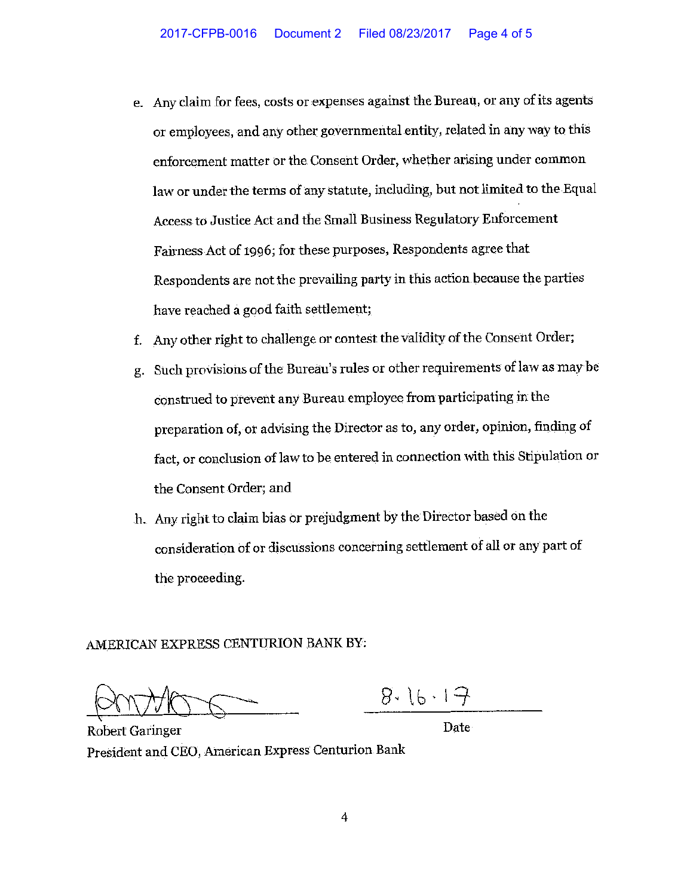e. Any claim for fees, costs or expenses against the Bureau, or any of its agents or employees, and any other governmental entity, related in any way to this enforcement matter or the Consent Order, whether arising under common law or under the terms of any statute, including, but not limited to the Equal Access to Justice Act and the Small Business Regulatory Enforcement Fairness Act of 1996; for these purposes, Respondents agree that Respondents are not the prevailing party in this action because the parties have reached a good faith settlement;

f. Any other right to challenge or contest the validity of the Consent Order;

g. Such provisions of the Bureau's rules or other requirements of law as may be construed to prevent any Bureau employee from participating in the preparation of, or advising the Director as to, any order, opinion, finding of fact, or conclusion of law to be entered in connection with this Stipulation or the Consent Order; and

h. Any right to claim bias or prejudgment by the Director based on the consideration of or discussions concerning settlement of all or any part of the proceeding.

AMERICAN EXPRESS CENTURION BANK BY:

______________________ &nbsp;&nbsp;&nbsp;&nbsp; 8.16.17
Robert Garinger &nbsp;&nbsp;&nbsp;&nbsp; Date
President and CEO, American Express Centurion Bank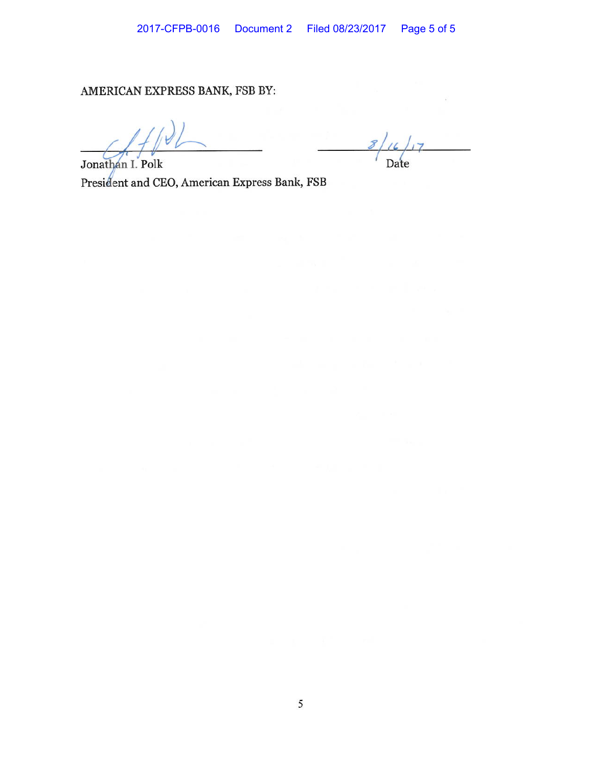AMERICAN EXPRESS BANK, FSB BY:

_______________________________ 8/16/17
Jonathan I. Polk Date
President and CEO, American Express Bank, FSB